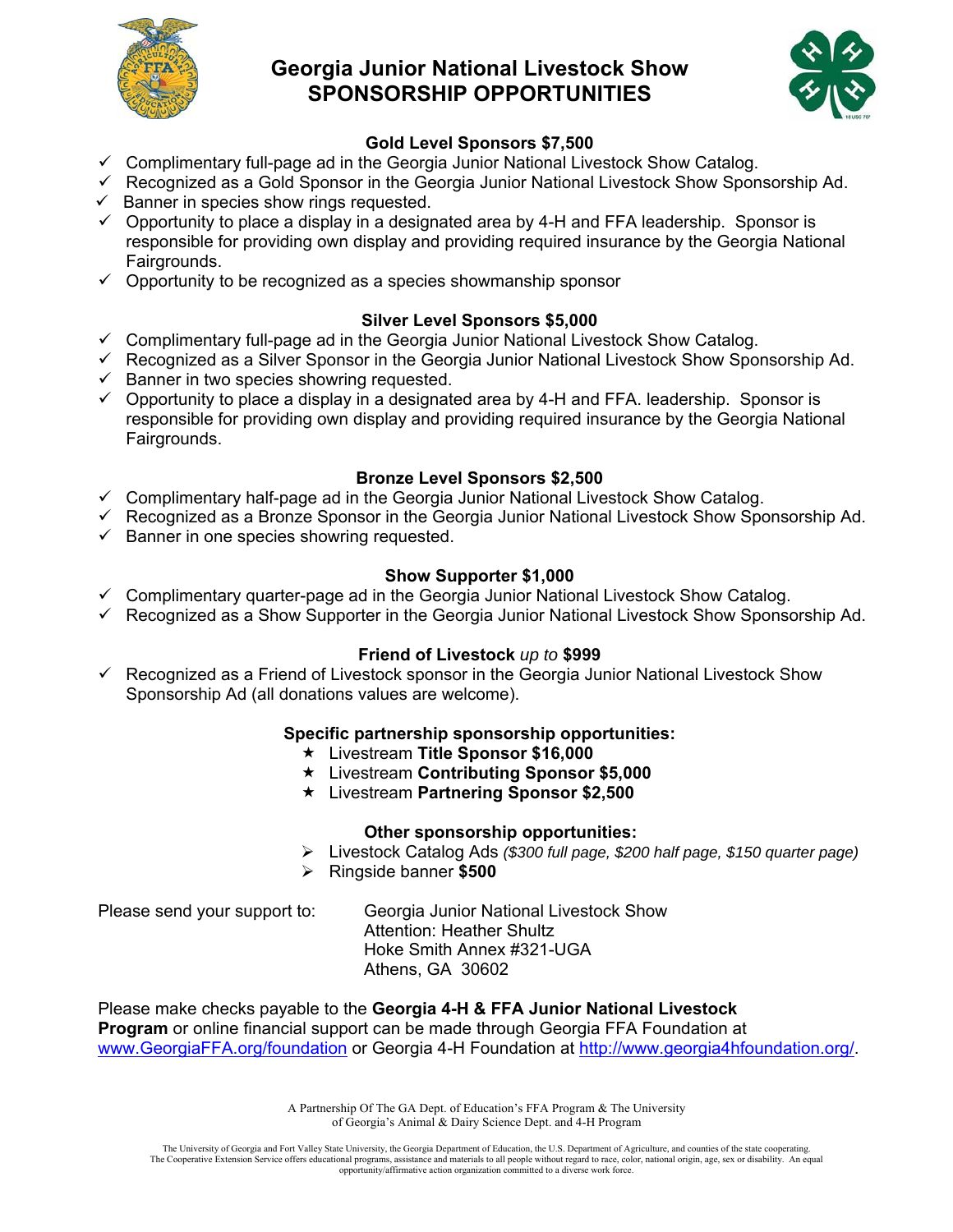# Georgia Junior National Livestock Show
# SPONSORSHIP OPPORTUNITIES

### Gold Level Sponsors $7,500

- ✓ Complimentary full-page ad in the Georgia Junior National Livestock Show Catalog.
- ✓ Recognized as a Gold Sponsor in the Georgia Junior National Livestock Show Sponsorship Ad.
- ✓ Banner in species show rings requested.
- ✓ Opportunity to place a display in a designated area by 4-H and FFA leadership. Sponsor is responsible for providing own display and providing required insurance by the Georgia National Fairgrounds.
- ✓ Opportunity to be recognized as a species showmanship sponsor

### Silver Level Sponsors $5,000

- ✓ Complimentary full-page ad in the Georgia Junior National Livestock Show Catalog.
- ✓ Recognized as a Silver Sponsor in the Georgia Junior National Livestock Show Sponsorship Ad.
- ✓ Banner in two species showring requested.
- ✓ Opportunity to place a display in a designated area by 4-H and FFA. leadership. Sponsor is responsible for providing own display and providing required insurance by the Georgia National Fairgrounds.

### Bronze Level Sponsors $2,500

- ✓ Complimentary half-page ad in the Georgia Junior National Livestock Show Catalog.
- ✓ Recognized as a Bronze Sponsor in the Georgia Junior National Livestock Show Sponsorship Ad.
- ✓ Banner in one species showring requested.

### Show Supporter $1,000

- ✓ Complimentary quarter-page ad in the Georgia Junior National Livestock Show Catalog.
- ✓ Recognized as a Show Supporter in the Georgia Junior National Livestock Show Sponsorship Ad.

### Friend of Livestock *up to* $999

- ✓ Recognized as a Friend of Livestock sponsor in the Georgia Junior National Livestock Show Sponsorship Ad (all donations values are welcome).

### Specific partnership sponsorship opportunities:

- ★ Livestream **Title Sponsor $16,000**
- ★ Livestream **Contributing Sponsor $5,000**
- ★ Livestream **Partnering Sponsor $2,500**

### Other sponsorship opportunities:

- ➢ Livestock Catalog Ads *($300 full page, $200 half page, $150 quarter page)*
- ➢ Ringside banner **$500**

Please send your support to:

Georgia Junior National Livestock Show
Attention: Heather Shultz
Hoke Smith Annex #321-UGA
Athens, GA 30602

Please make checks payable to the **Georgia 4-H & FFA Junior National Livestock Program** or online financial support can be made through Georgia FFA Foundation at www.GeorgiaFFA.org/foundation or Georgia 4-H Foundation at http://www.georgia4hfoundation.org/.

A Partnership Of The GA Dept. of Education's FFA Program & The University of Georgia's Animal & Dairy Science Dept. and 4-H Program

The University of Georgia and Fort Valley State University, the Georgia Department of Education, the U.S. Department of Agriculture, and counties of the state cooperating. The Cooperative Extension Service offers educational programs, assistance and materials to all people without regard to race, color, national origin, age, sex or disability. An equal opportunity/affirmative action organization committed to a diverse work force.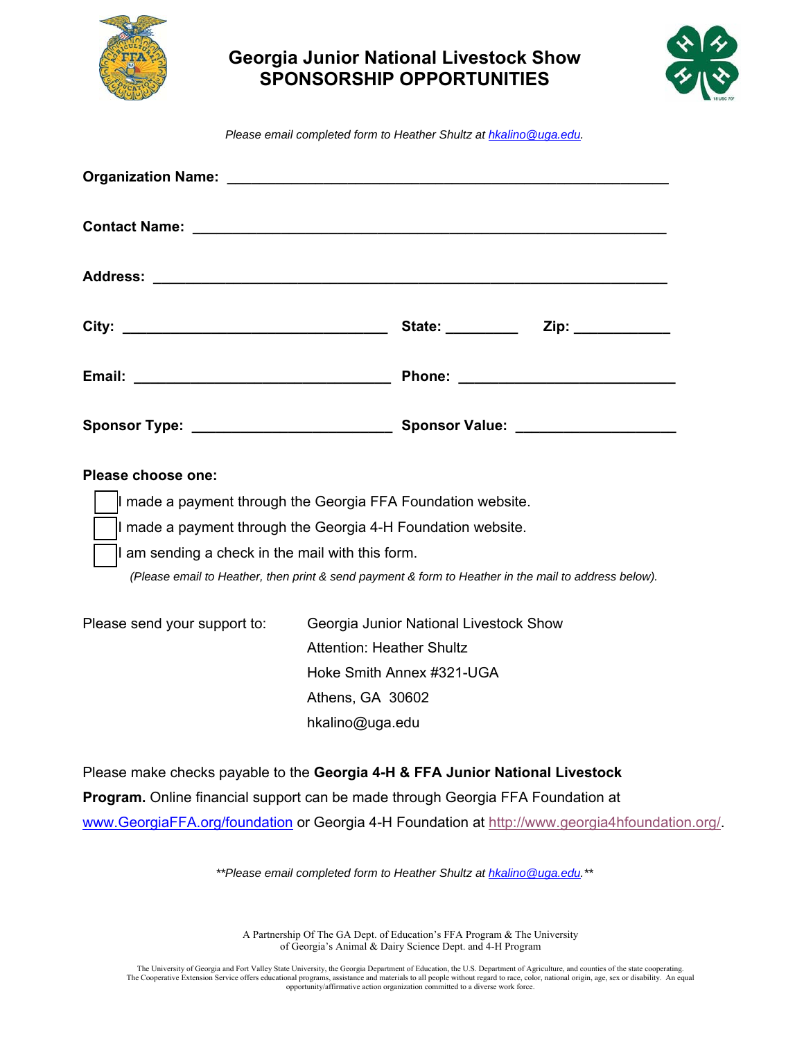# Georgia Junior National Livestock Show
## SPONSORSHIP OPPORTUNITIES

*Please email completed form to Heather Shultz at hkalino@uga.edu.*

**Organization Name:** ________________________________________________

**Contact Name:** ________________________________________________

**Address:** ________________________________________________

**City:** ______________________________ **State:** ________ **Zip:** ___________

**Email:** ______________________________ **Phone:** ______________________

**Sponsor Type:** ______________________ **Sponsor Value:** __________________

**Please choose one:**

- ☐ I made a payment through the Georgia FFA Foundation website.
- ☐ I made a payment through the Georgia 4-H Foundation website.
- ☐ I am sending a check in the mail with this form.

*(Please email to Heather, then print & send payment & form to Heather in the mail to address below).*

Please send your support to:

Georgia Junior National Livestock Show
Attention: Heather Shultz
Hoke Smith Annex #321-UGA
Athens, GA 30602
hkalino@uga.edu

Please make checks payable to the **Georgia 4-H & FFA Junior National Livestock Program.** Online financial support can be made through Georgia FFA Foundation at www.GeorgiaFFA.org/foundation or Georgia 4-H Foundation at http://www.georgia4hfoundation.org/.

*\*\*Please email completed form to Heather Shultz at hkalino@uga.edu.\*\**

A Partnership Of The GA Dept. of Education's FFA Program & The University of Georgia's Animal & Dairy Science Dept. and 4-H Program

The University of Georgia and Fort Valley State University, the Georgia Department of Education, the U.S. Department of Agriculture, and counties of the state cooperating. The Cooperative Extension Service offers educational programs, assistance and materials to all people without regard to race, color, national origin, age, sex or disability. An equal opportunity/affirmative action organization committed to a diverse work force.